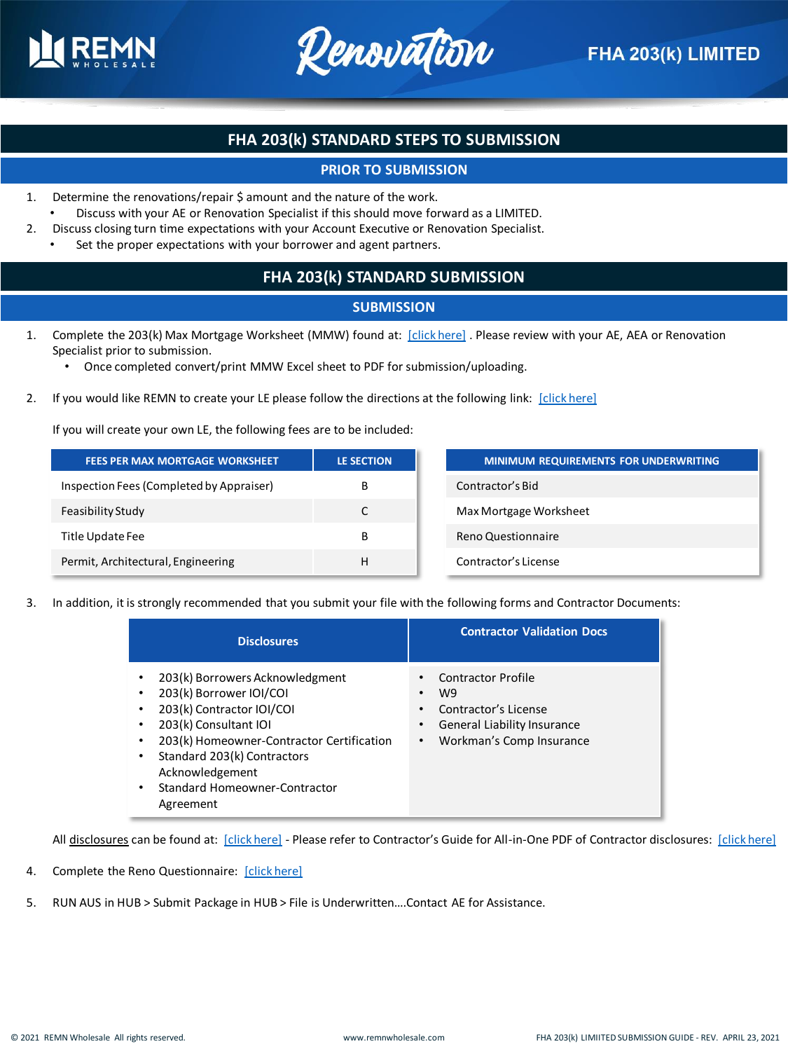REMN WHOLESALE

Renovation

FHA 203(k) LIMITED

# FHA 203(k) STANDARD STEPS TO SUBMISSION

## PRIOR TO SUBMISSION

1. Determine the renovations/repair $ amount and the nature of the work.
   - Discuss with your AE or Renovation Specialist if this should move forward as a LIMITED.
2. Discuss closing turn time expectations with your Account Executive or Renovation Specialist.
   - Set the proper expectations with your borrower and agent partners.

# FHA 203(k) STANDARD SUBMISSION

## SUBMISSION

1. Complete the 203(k) Max Mortgage Worksheet (MMW) found at: [click here] . Please review with your AE, AEA or Renovation Specialist prior to submission.
   - Once completed convert/print MMW Excel sheet to PDF for submission/uploading.

2. If you would like REMN to create your LE please follow the directions at the following link: [click here]

   If you will create your own LE, the following fees are to be included:

| FEES PER MAX MORTGAGE WORKSHEET | LE SECTION |
|---|---|
| Inspection Fees (Completed by Appraiser) | B |
| Feasibility Study | C |
| Title Update Fee | B |
| Permit, Architectural, Engineering | H |

| MINIMUM REQUIREMENTS FOR UNDERWRITING |
|---|
| Contractor's Bid |
| Max Mortgage Worksheet |
| Reno Questionnaire |
| Contractor's License |

3. In addition, it is strongly recommended that you submit your file with the following forms and Contractor Documents:

| Disclosures | Contractor Validation Docs |
|---|---|
| • 203(k) Borrowers Acknowledgment<br>• 203(k) Borrower IOI/COI<br>• 203(k) Contractor IOI/COI<br>• 203(k) Consultant IOI<br>• 203(k) Homeowner-Contractor Certification<br>• Standard 203(k) Contractors Acknowledgement<br>• Standard Homeowner-Contractor Agreement | • Contractor Profile<br>• W9<br>• Contractor's License<br>• General Liability Insurance<br>• Workman's Comp Insurance |

   All disclosures can be found at: [click here] - Please refer to Contractor's Guide for All-in-One PDF of Contractor disclosures: [click here]

4. Complete the Reno Questionnaire: [click here]

5. RUN AUS in HUB > Submit Package in HUB > File is Underwritten….Contact AE for Assistance.

© 2021 REMN Wholesale All rights reserved. www.remnwholesale.com FHA 203(k) LIMIITED SUBMISSION GUIDE - REV. APRIL 23, 2021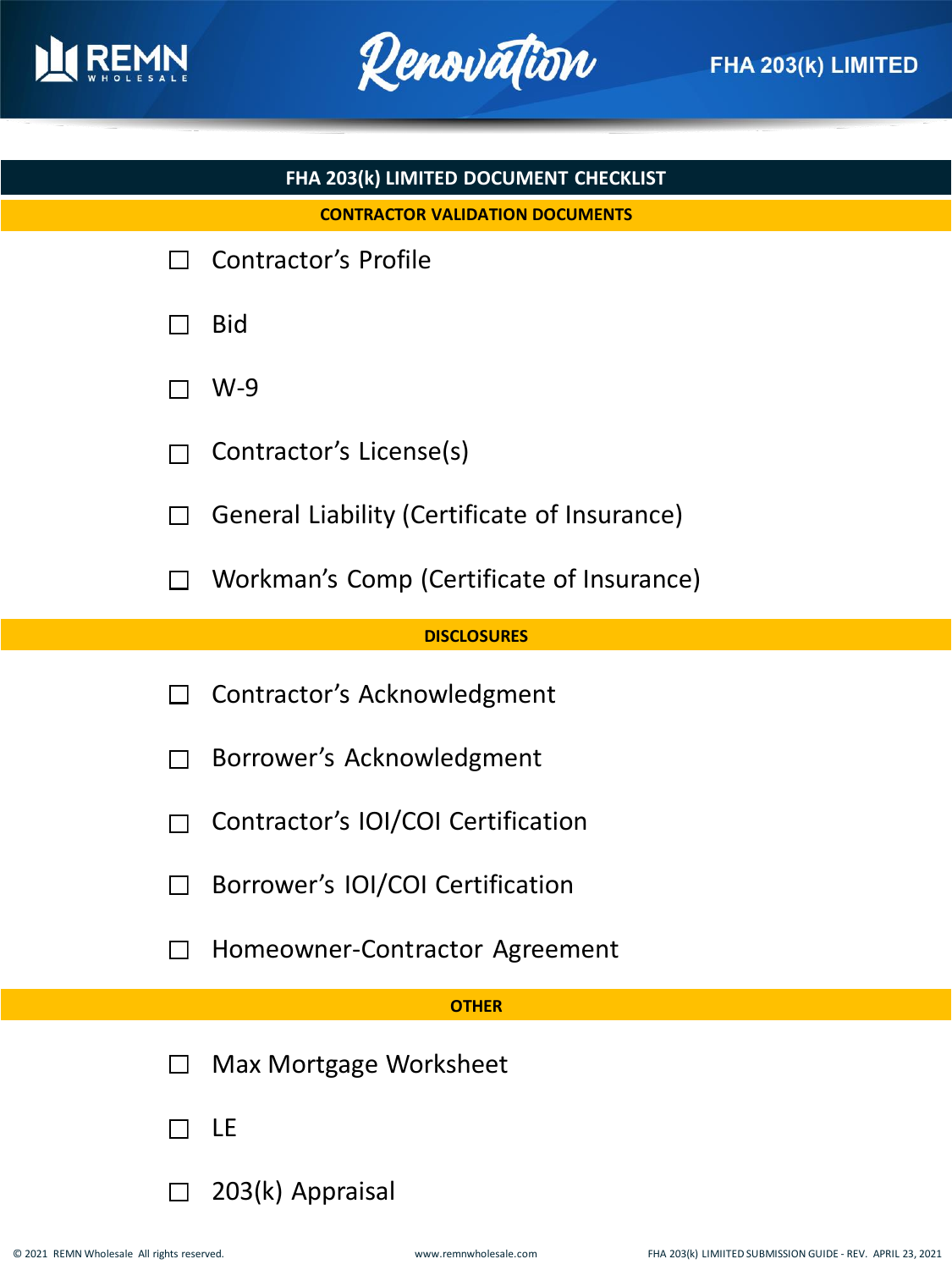## FHA 203(k) LIMITED DOCUMENT CHECKLIST

### CONTRACTOR VALIDATION DOCUMENTS

- ☐ Contractor's Profile
- ☐ Bid
- ☐ W-9
- ☐ Contractor's License(s)
- ☐ General Liability (Certificate of Insurance)
- ☐ Workman's Comp (Certificate of Insurance)

### DISCLOSURES

- ☐ Contractor's Acknowledgment
- ☐ Borrower's Acknowledgment
- ☐ Contractor's IOI/COI Certification
- ☐ Borrower's IOI/COI Certification
- ☐ Homeowner-Contractor Agreement

### OTHER

- ☐ Max Mortgage Worksheet
- ☐ LE
- ☐ 203(k) Appraisal